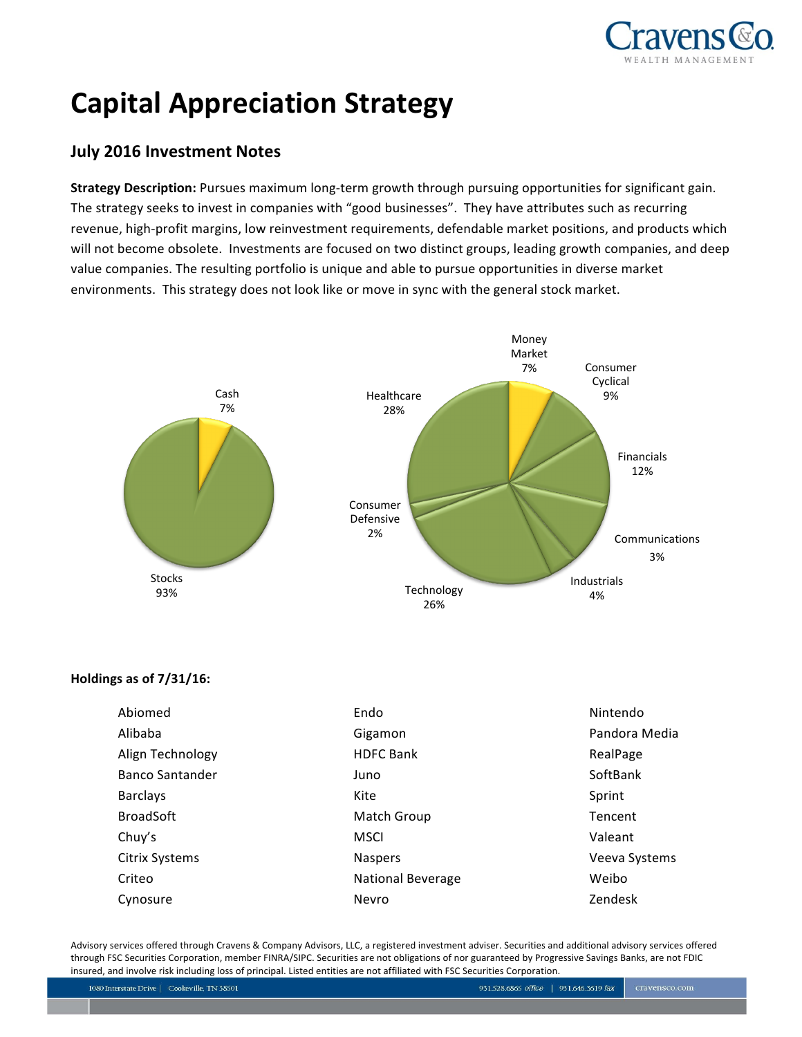# Capital Appreciation Strategy

## July 2016 Investment Notes

**Strategy Description:** Pursues maximum long-term growth through pursuing opportunities for significant gain. The strategy seeks to invest in companies with "good businesses". They have attributes such as recurring revenue, high-profit margins, low reinvestment requirements, defendable market positions, and products which will not become obsolete. Investments are focused on two distinct groups, leading growth companies, and deep value companies. The resulting portfolio is unique and able to pursue opportunities in diverse market environments. This strategy does not look like or move in sync with the general stock market.

Cash 7%
Stocks 93%

Money Market 7%
Consumer Cyclical 9%
Financials 12%
Communications 3%
Industrials 4%
Technology 26%
Consumer Defensive 2%
Healthcare 28%

**Holdings as of 7/31/16:**

| | | |
|---|---|---|
| Abiomed | Endo | Nintendo |
| Alibaba | Gigamon | Pandora Media |
| Align Technology | HDFC Bank | RealPage |
| Banco Santander | Juno | SoftBank |
| Barclays | Kite | Sprint |
| BroadSoft | Match Group | Tencent |
| Chuy's | MSCI | Valeant |
| Citrix Systems | Naspers | Veeva Systems |
| Criteo | National Beverage | Weibo |
| Cynosure | Nevro | Zendesk |

Advisory services offered through Cravens & Company Advisors, LLC, a registered investment adviser. Securities and additional advisory services offered through FSC Securities Corporation, member FINRA/SIPC. Securities are not obligations of nor guaranteed by Progressive Savings Banks, are not FDIC insured, and involve risk including loss of principal. Listed entities are not affiliated with FSC Securities Corporation.

1080 Interstate Drive | Cookeville, TN 38501 | 931.528.6865 office | 931.646.3619 fax | cravensco.com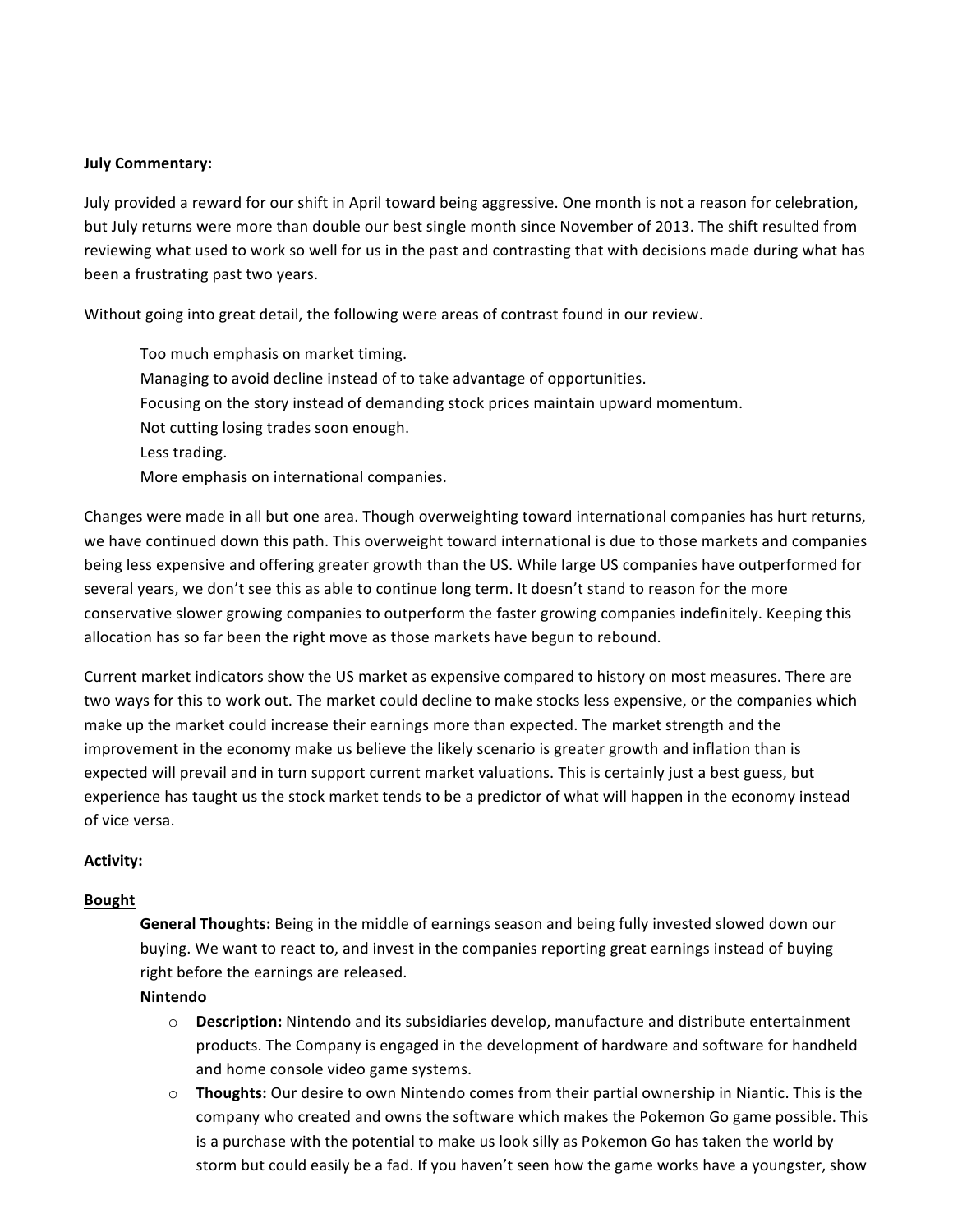**July Commentary:**

July provided a reward for our shift in April toward being aggressive. One month is not a reason for celebration, but July returns were more than double our best single month since November of 2013. The shift resulted from reviewing what used to work so well for us in the past and contrasting that with decisions made during what has been a frustrating past two years.

Without going into great detail, the following were areas of contrast found in our review.

Too much emphasis on market timing.
Managing to avoid decline instead of to take advantage of opportunities.
Focusing on the story instead of demanding stock prices maintain upward momentum.
Not cutting losing trades soon enough.
Less trading.
More emphasis on international companies.

Changes were made in all but one area. Though overweighting toward international companies has hurt returns, we have continued down this path. This overweight toward international is due to those markets and companies being less expensive and offering greater growth than the US. While large US companies have outperformed for several years, we don't see this as able to continue long term. It doesn't stand to reason for the more conservative slower growing companies to outperform the faster growing companies indefinitely. Keeping this allocation has so far been the right move as those markets have begun to rebound.

Current market indicators show the US market as expensive compared to history on most measures. There are two ways for this to work out. The market could decline to make stocks less expensive, or the companies which make up the market could increase their earnings more than expected. The market strength and the improvement in the economy make us believe the likely scenario is greater growth and inflation than is expected will prevail and in turn support current market valuations. This is certainly just a best guess, but experience has taught us the stock market tends to be a predictor of what will happen in the economy instead of vice versa.

**Activity:**

**<u>Bought</u>**

**General Thoughts:** Being in the middle of earnings season and being fully invested slowed down our buying. We want to react to, and invest in the companies reporting great earnings instead of buying right before the earnings are released.

**Nintendo**

- **Description:** Nintendo and its subsidiaries develop, manufacture and distribute entertainment products. The Company is engaged in the development of hardware and software for handheld and home console video game systems.
- **Thoughts:** Our desire to own Nintendo comes from their partial ownership in Niantic. This is the company who created and owns the software which makes the Pokemon Go game possible. This is a purchase with the potential to make us look silly as Pokemon Go has taken the world by storm but could easily be a fad. If you haven't seen how the game works have a youngster, show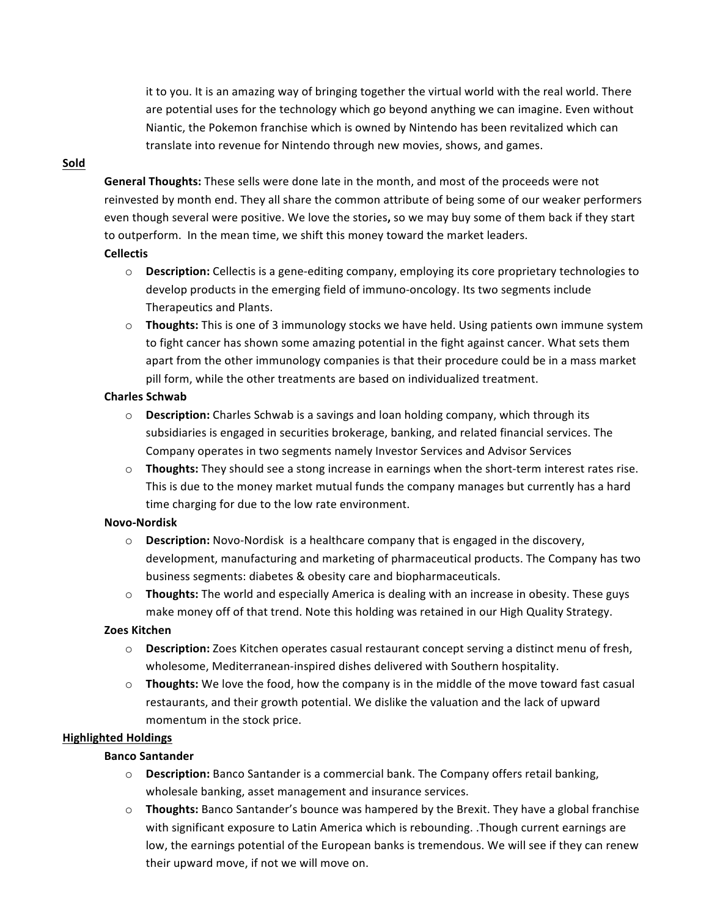it to you. It is an amazing way of bringing together the virtual world with the real world. There are potential uses for the technology which go beyond anything we can imagine. Even without Niantic, the Pokemon franchise which is owned by Nintendo has been revitalized which can translate into revenue for Nintendo through new movies, shows, and games.

## Sold

**General Thoughts:** These sells were done late in the month, and most of the proceeds were not reinvested by month end. They all share the common attribute of being some of our weaker performers even though several were positive. We love the stories**,** so we may buy some of them back if they start to outperform. In the mean time, we shift this money toward the market leaders.

### Cellectis

- **Description:** Cellectis is a gene-editing company, employing its core proprietary technologies to develop products in the emerging field of immuno-oncology. Its two segments include Therapeutics and Plants.
- **Thoughts:** This is one of 3 immunology stocks we have held. Using patients own immune system to fight cancer has shown some amazing potential in the fight against cancer. What sets them apart from the other immunology companies is that their procedure could be in a mass market pill form, while the other treatments are based on individualized treatment.

### Charles Schwab

- **Description:** Charles Schwab is a savings and loan holding company, which through its subsidiaries is engaged in securities brokerage, banking, and related financial services. The Company operates in two segments namely Investor Services and Advisor Services
- **Thoughts:** They should see a stong increase in earnings when the short-term interest rates rise. This is due to the money market mutual funds the company manages but currently has a hard time charging for due to the low rate environment.

### Novo-Nordisk

- **Description:** Novo-Nordisk is a healthcare company that is engaged in the discovery, development, manufacturing and marketing of pharmaceutical products. The Company has two business segments: diabetes & obesity care and biopharmaceuticals.
- **Thoughts:** The world and especially America is dealing with an increase in obesity. These guys make money off of that trend. Note this holding was retained in our High Quality Strategy.

### Zoes Kitchen

- **Description:** Zoes Kitchen operates casual restaurant concept serving a distinct menu of fresh, wholesome, Mediterranean-inspired dishes delivered with Southern hospitality.
- **Thoughts:** We love the food, how the company is in the middle of the move toward fast casual restaurants, and their growth potential. We dislike the valuation and the lack of upward momentum in the stock price.

## Highlighted Holdings

### Banco Santander

- **Description:** Banco Santander is a commercial bank. The Company offers retail banking, wholesale banking, asset management and insurance services.
- **Thoughts:** Banco Santander's bounce was hampered by the Brexit. They have a global franchise with significant exposure to Latin America which is rebounding. .Though current earnings are low, the earnings potential of the European banks is tremendous. We will see if they can renew their upward move, if not we will move on.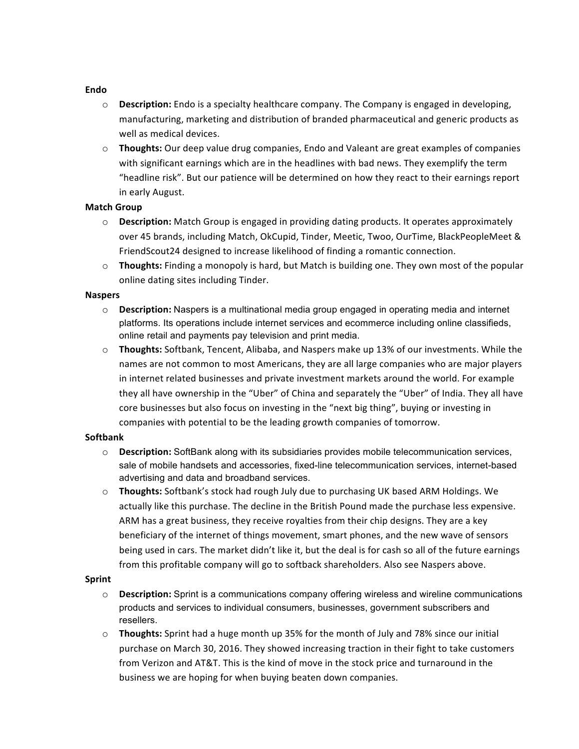**Endo**

- **Description:** Endo is a specialty healthcare company. The Company is engaged in developing, manufacturing, marketing and distribution of branded pharmaceutical and generic products as well as medical devices.
- **Thoughts:** Our deep value drug companies, Endo and Valeant are great examples of companies with significant earnings which are in the headlines with bad news. They exemplify the term "headline risk". But our patience will be determined on how they react to their earnings report in early August.

**Match Group**

- **Description:** Match Group is engaged in providing dating products. It operates approximately over 45 brands, including Match, OkCupid, Tinder, Meetic, Twoo, OurTime, BlackPeopleMeet & FriendScout24 designed to increase likelihood of finding a romantic connection.
- **Thoughts:** Finding a monopoly is hard, but Match is building one. They own most of the popular online dating sites including Tinder.

**Naspers**

- **Description:** Naspers is a multinational media group engaged in operating media and internet platforms. Its operations include internet services and ecommerce including online classifieds, online retail and payments pay television and print media.
- **Thoughts:** Softbank, Tencent, Alibaba, and Naspers make up 13% of our investments. While the names are not common to most Americans, they are all large companies who are major players in internet related businesses and private investment markets around the world. For example they all have ownership in the "Uber" of China and separately the "Uber" of India. They all have core businesses but also focus on investing in the "next big thing", buying or investing in companies with potential to be the leading growth companies of tomorrow.

**Softbank**

- **Description:** SoftBank along with its subsidiaries provides mobile telecommunication services, sale of mobile handsets and accessories, fixed-line telecommunication services, internet-based advertising and data and broadband services.
- **Thoughts:** Softbank's stock had rough July due to purchasing UK based ARM Holdings. We actually like this purchase. The decline in the British Pound made the purchase less expensive. ARM has a great business, they receive royalties from their chip designs. They are a key beneficiary of the internet of things movement, smart phones, and the new wave of sensors being used in cars. The market didn't like it, but the deal is for cash so all of the future earnings from this profitable company will go to softback shareholders. Also see Naspers above.

**Sprint**

- **Description:** Sprint is a communications company offering wireless and wireline communications products and services to individual consumers, businesses, government subscribers and resellers.
- **Thoughts:** Sprint had a huge month up 35% for the month of July and 78% since our initial purchase on March 30, 2016. They showed increasing traction in their fight to take customers from Verizon and AT&T. This is the kind of move in the stock price and turnaround in the business we are hoping for when buying beaten down companies.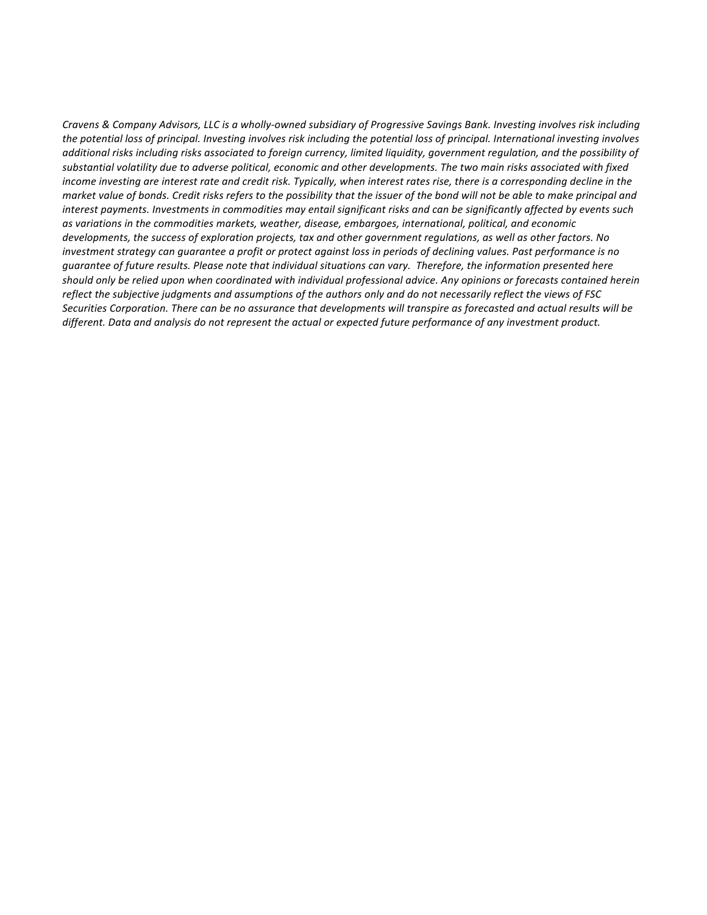*Cravens & Company Advisors, LLC is a wholly-owned subsidiary of Progressive Savings Bank. Investing involves risk including the potential loss of principal. Investing involves risk including the potential loss of principal. International investing involves additional risks including risks associated to foreign currency, limited liquidity, government regulation, and the possibility of substantial volatility due to adverse political, economic and other developments. The two main risks associated with fixed income investing are interest rate and credit risk. Typically, when interest rates rise, there is a corresponding decline in the market value of bonds. Credit risks refers to the possibility that the issuer of the bond will not be able to make principal and interest payments. Investments in commodities may entail significant risks and can be significantly affected by events such as variations in the commodities markets, weather, disease, embargoes, international, political, and economic developments, the success of exploration projects, tax and other government regulations, as well as other factors. No investment strategy can guarantee a profit or protect against loss in periods of declining values. Past performance is no guarantee of future results. Please note that individual situations can vary. Therefore, the information presented here should only be relied upon when coordinated with individual professional advice. Any opinions or forecasts contained herein reflect the subjective judgments and assumptions of the authors only and do not necessarily reflect the views of FSC Securities Corporation. There can be no assurance that developments will transpire as forecasted and actual results will be different. Data and analysis do not represent the actual or expected future performance of any investment product.*